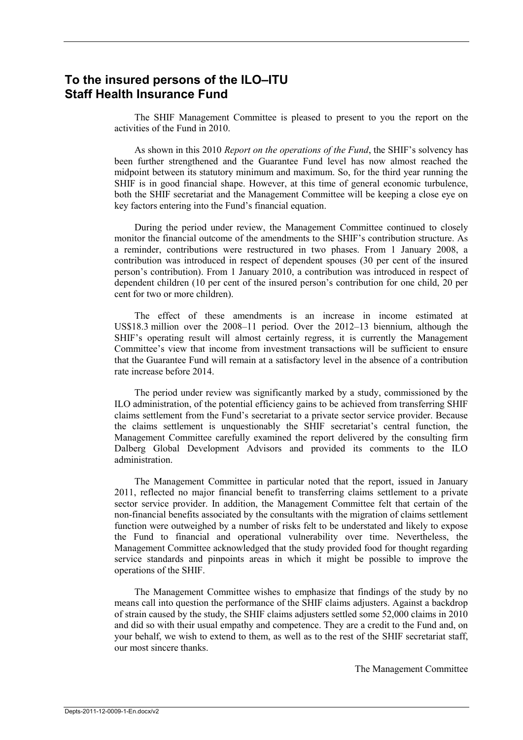# To the insured persons of the ILO–ITU Staff Health Insurance Fund

The SHIF Management Committee is pleased to present to you the report on the activities of the Fund in 2010.

As shown in this 2010 *Report on the operations of the Fund*, the SHIF's solvency has been further strengthened and the Guarantee Fund level has now almost reached the midpoint between its statutory minimum and maximum. So, for the third year running the SHIF is in good financial shape. However, at this time of general economic turbulence, both the SHIF secretariat and the Management Committee will be keeping a close eye on key factors entering into the Fund's financial equation.

During the period under review, the Management Committee continued to closely monitor the financial outcome of the amendments to the SHIF's contribution structure. As a reminder, contributions were restructured in two phases. From 1 January 2008, a contribution was introduced in respect of dependent spouses (30 per cent of the insured person's contribution). From 1 January 2010, a contribution was introduced in respect of dependent children (10 per cent of the insured person's contribution for one child, 20 per cent for two or more children).

The effect of these amendments is an increase in income estimated at US$18.3 million over the 2008–11 period. Over the 2012–13 biennium, although the SHIF's operating result will almost certainly regress, it is currently the Management Committee's view that income from investment transactions will be sufficient to ensure that the Guarantee Fund will remain at a satisfactory level in the absence of a contribution rate increase before 2014.

The period under review was significantly marked by a study, commissioned by the ILO administration, of the potential efficiency gains to be achieved from transferring SHIF claims settlement from the Fund's secretariat to a private sector service provider. Because the claims settlement is unquestionably the SHIF secretariat's central function, the Management Committee carefully examined the report delivered by the consulting firm Dalberg Global Development Advisors and provided its comments to the ILO administration.

The Management Committee in particular noted that the report, issued in January 2011, reflected no major financial benefit to transferring claims settlement to a private sector service provider. In addition, the Management Committee felt that certain of the non-financial benefits associated by the consultants with the migration of claims settlement function were outweighed by a number of risks felt to be understated and likely to expose the Fund to financial and operational vulnerability over time. Nevertheless, the Management Committee acknowledged that the study provided food for thought regarding service standards and pinpoints areas in which it might be possible to improve the operations of the SHIF.

The Management Committee wishes to emphasize that findings of the study by no means call into question the performance of the SHIF claims adjusters. Against a backdrop of strain caused by the study, the SHIF claims adjusters settled some 52,000 claims in 2010 and did so with their usual empathy and competence. They are a credit to the Fund and, on your behalf, we wish to extend to them, as well as to the rest of the SHIF secretariat staff, our most sincere thanks.

The Management Committee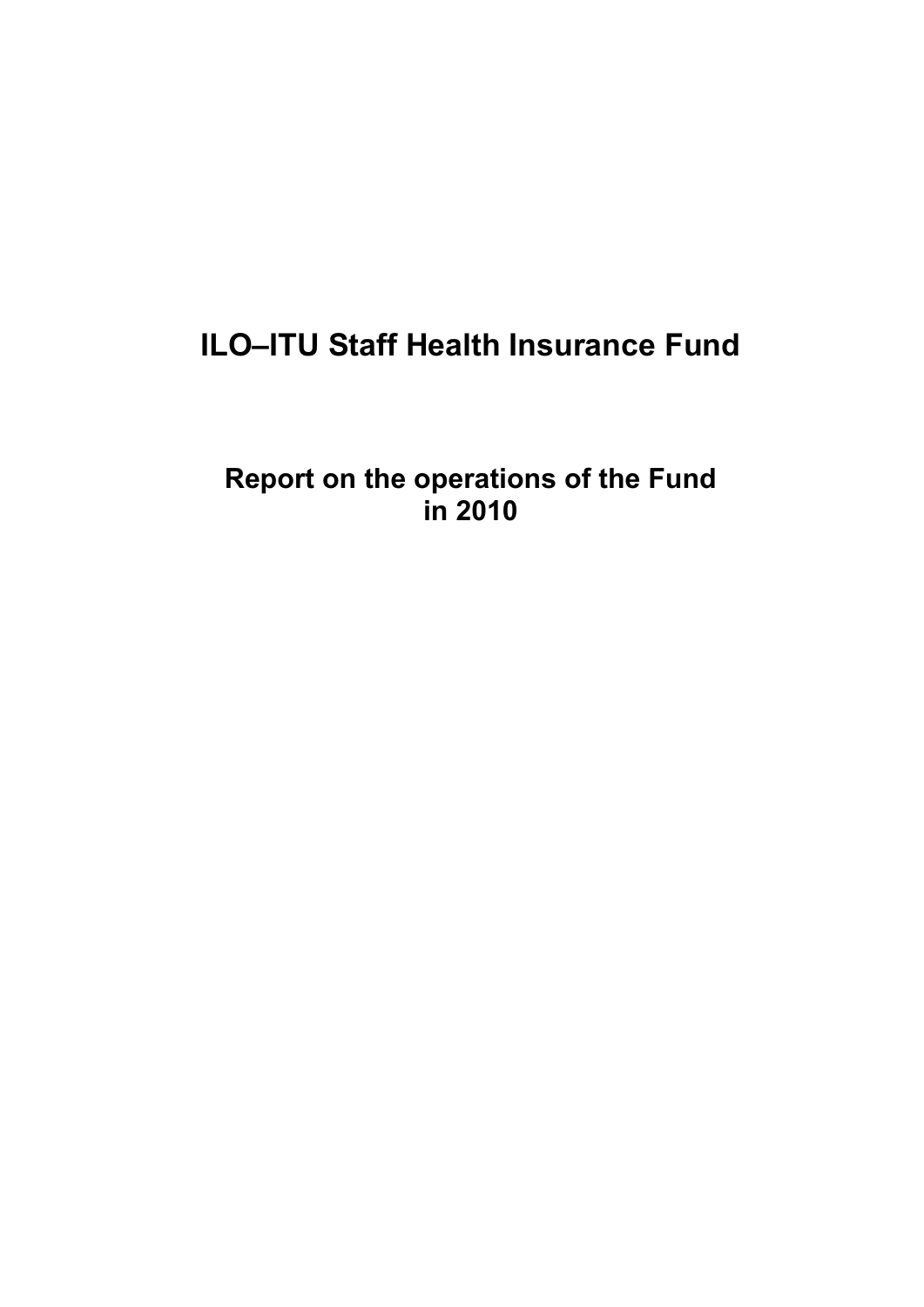# ILO–ITU Staff Health Insurance Fund

## Report on the operations of the Fund in 2010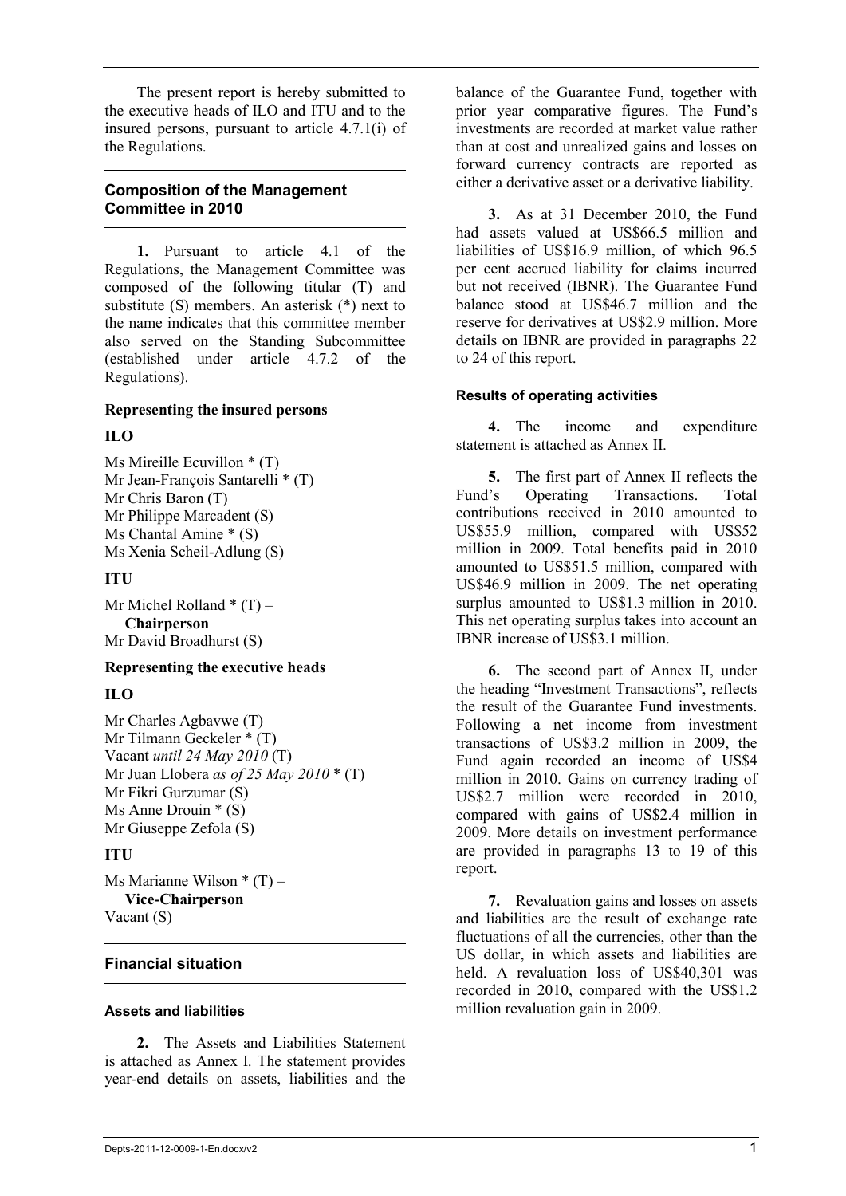The present report is hereby submitted to the executive heads of ILO and ITU and to the insured persons, pursuant to article 4.7.1(i) of the Regulations.

## Composition of the Management Committee in 2010

**1.** Pursuant to article 4.1 of the Regulations, the Management Committee was composed of the following titular (T) and substitute (S) members. An asterisk (*) next to the name indicates that this committee member also served on the Standing Subcommittee (established under article 4.7.2 of the Regulations).

**Representing the insured persons**

**ILO**

Ms Mireille Ecuvillon * (T)
Mr Jean-François Santarelli * (T)
Mr Chris Baron (T)
Mr Philippe Marcadent (S)
Ms Chantal Amine * (S)
Ms Xenia Scheil-Adlung (S)

**ITU**

Mr Michel Rolland * (T) – **Chairperson**
Mr David Broadhurst (S)

**Representing the executive heads**

**ILO**

Mr Charles Agbavwe (T)
Mr Tilmann Geckeler * (T)
Vacant *until 24 May 2010* (T)
Mr Juan Llobera *as of 25 May 2010* * (T)
Mr Fikri Gurzumar (S)
Ms Anne Drouin * (S)
Mr Giuseppe Zefola (S)

**ITU**

Ms Marianne Wilson * (T) – **Vice-Chairperson**
Vacant (S)

## Financial situation

### Assets and liabilities

**2.** The Assets and Liabilities Statement is attached as Annex I. The statement provides year-end details on assets, liabilities and the balance of the Guarantee Fund, together with prior year comparative figures. The Fund's investments are recorded at market value rather than at cost and unrealized gains and losses on forward currency contracts are reported as either a derivative asset or a derivative liability.

**3.** As at 31 December 2010, the Fund had assets valued at US$66.5 million and liabilities of US$16.9 million, of which 96.5 per cent accrued liability for claims incurred but not received (IBNR). The Guarantee Fund balance stood at US$46.7 million and the reserve for derivatives at US$2.9 million. More details on IBNR are provided in paragraphs 22 to 24 of this report.

### Results of operating activities

**4.** The income and expenditure statement is attached as Annex II.

**5.** The first part of Annex II reflects the Fund's Operating Transactions. Total contributions received in 2010 amounted to US$55.9 million, compared with US$52 million in 2009. Total benefits paid in 2010 amounted to US$51.5 million, compared with US$46.9 million in 2009. The net operating surplus amounted to US$1.3 million in 2010. This net operating surplus takes into account an IBNR increase of US$3.1 million.

**6.** The second part of Annex II, under the heading "Investment Transactions", reflects the result of the Guarantee Fund investments. Following a net income from investment transactions of US$3.2 million in 2009, the Fund again recorded an income of US$4 million in 2010. Gains on currency trading of US$2.7 million were recorded in 2010, compared with gains of US$2.4 million in 2009. More details on investment performance are provided in paragraphs 13 to 19 of this report.

**7.** Revaluation gains and losses on assets and liabilities are the result of exchange rate fluctuations of all the currencies, other than the US dollar, in which assets and liabilities are held. A revaluation loss of US$40,301 was recorded in 2010, compared with the US$1.2 million revaluation gain in 2009.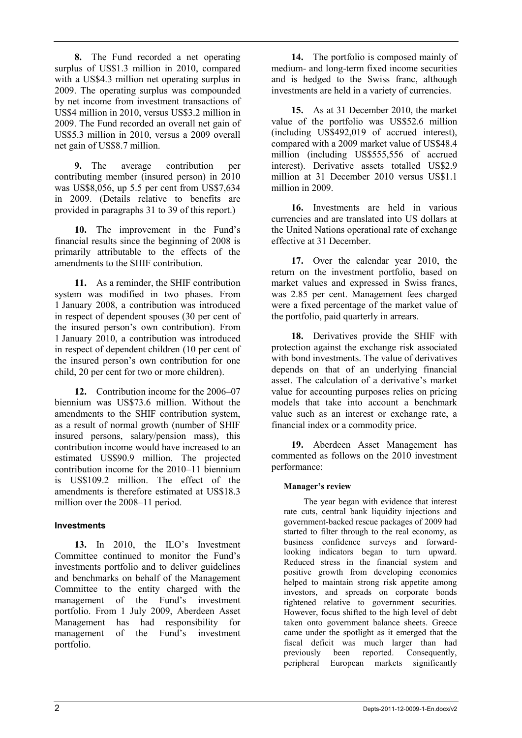**8.** The Fund recorded a net operating surplus of US$1.3 million in 2010, compared with a US$4.3 million net operating surplus in 2009. The operating surplus was compounded by net income from investment transactions of US$4 million in 2010, versus US$3.2 million in 2009. The Fund recorded an overall net gain of US$5.3 million in 2010, versus a 2009 overall net gain of US$8.7 million.

**9.** The average contribution per contributing member (insured person) in 2010 was US$8,056, up 5.5 per cent from US$7,634 in 2009. (Details relative to benefits are provided in paragraphs 31 to 39 of this report.)

**10.** The improvement in the Fund's financial results since the beginning of 2008 is primarily attributable to the effects of the amendments to the SHIF contribution.

**11.** As a reminder, the SHIF contribution system was modified in two phases. From 1 January 2008, a contribution was introduced in respect of dependent spouses (30 per cent of the insured person's own contribution). From 1 January 2010, a contribution was introduced in respect of dependent children (10 per cent of the insured person's own contribution for one child, 20 per cent for two or more children).

**12.** Contribution income for the 2006–07 biennium was US$73.6 million. Without the amendments to the SHIF contribution system, as a result of normal growth (number of SHIF insured persons, salary/pension mass), this contribution income would have increased to an estimated US$90.9 million. The projected contribution income for the 2010–11 biennium is US$109.2 million. The effect of the amendments is therefore estimated at US$18.3 million over the 2008–11 period.

### Investments

**13.** In 2010, the ILO's Investment Committee continued to monitor the Fund's investments portfolio and to deliver guidelines and benchmarks on behalf of the Management Committee to the entity charged with the management of the Fund's investment portfolio. From 1 July 2009, Aberdeen Asset Management has had responsibility for management of the Fund's investment portfolio.

**14.** The portfolio is composed mainly of medium- and long-term fixed income securities and is hedged to the Swiss franc, although investments are held in a variety of currencies.

**15.** As at 31 December 2010, the market value of the portfolio was US$52.6 million (including US$492,019 of accrued interest), compared with a 2009 market value of US$48.4 million (including US$555,556 of accrued interest). Derivative assets totalled US$2.9 million at 31 December 2010 versus US$1.1 million in 2009.

**16.** Investments are held in various currencies and are translated into US dollars at the United Nations operational rate of exchange effective at 31 December.

**17.** Over the calendar year 2010, the return on the investment portfolio, based on market values and expressed in Swiss francs, was 2.85 per cent. Management fees charged were a fixed percentage of the market value of the portfolio, paid quarterly in arrears.

**18.** Derivatives provide the SHIF with protection against the exchange risk associated with bond investments. The value of derivatives depends on that of an underlying financial asset. The calculation of a derivative's market value for accounting purposes relies on pricing models that take into account a benchmark value such as an interest or exchange rate, a financial index or a commodity price.

**19.** Aberdeen Asset Management has commented as follows on the 2010 investment performance:

**Manager's review**

The year began with evidence that interest rate cuts, central bank liquidity injections and government-backed rescue packages of 2009 had started to filter through to the real economy, as business confidence surveys and forward-looking indicators began to turn upward. Reduced stress in the financial system and positive growth from developing economies helped to maintain strong risk appetite among investors, and spreads on corporate bonds tightened relative to government securities. However, focus shifted to the high level of debt taken onto government balance sheets. Greece came under the spotlight as it emerged that the fiscal deficit was much larger than had previously been reported. Consequently, peripheral European markets significantly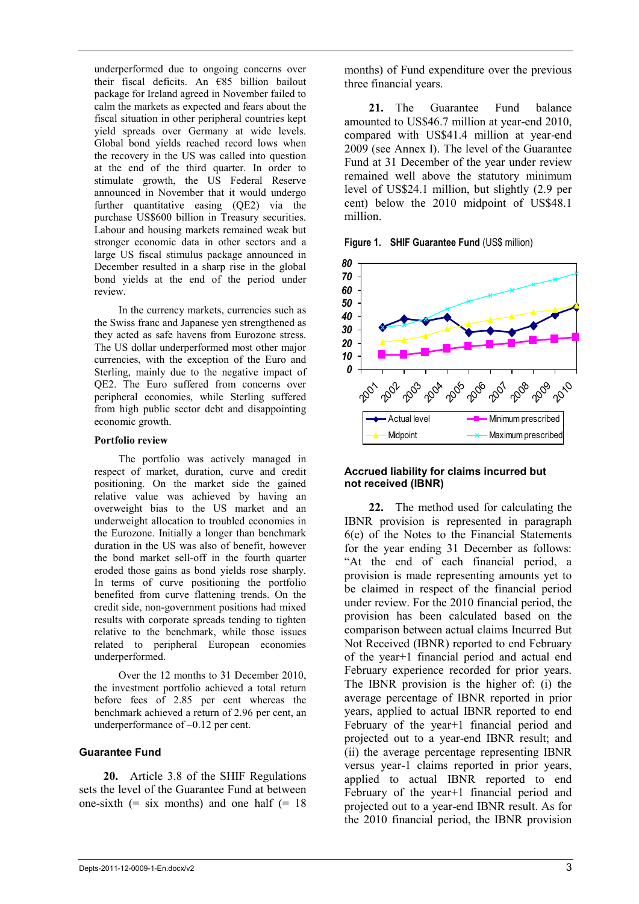underperformed due to ongoing concerns over their fiscal deficits. An €85 billion bailout package for Ireland agreed in November failed to calm the markets as expected and fears about the fiscal situation in other peripheral countries kept yield spreads over Germany at wide levels. Global bond yields reached record lows when the recovery in the US was called into question at the end of the third quarter. In order to stimulate growth, the US Federal Reserve announced in November that it would undergo further quantitative easing (QE2) via the purchase US$600 billion in Treasury securities. Labour and housing markets remained weak but stronger economic data in other sectors and a large US fiscal stimulus package announced in December resulted in a sharp rise in the global bond yields at the end of the period under review.

In the currency markets, currencies such as the Swiss franc and Japanese yen strengthened as they acted as safe havens from Eurozone stress. The US dollar underperformed most other major currencies, with the exception of the Euro and Sterling, mainly due to the negative impact of QE2. The Euro suffered from concerns over peripheral economies, while Sterling suffered from high public sector debt and disappointing economic growth.

**Portfolio review**

The portfolio was actively managed in respect of market, duration, curve and credit positioning. On the market side the gained relative value was achieved by having an overweight bias to the US market and an underweight allocation to troubled economies in the Eurozone. Initially a longer than benchmark duration in the US was also of benefit, however the bond market sell-off in the fourth quarter eroded those gains as bond yields rose sharply. In terms of curve positioning the portfolio benefited from curve flattening trends. On the credit side, non-government positions had mixed results with corporate spreads tending to tighten relative to the benchmark, while those issues related to peripheral European economies underperformed.

Over the 12 months to 31 December 2010, the investment portfolio achieved a total return before fees of 2.85 per cent whereas the benchmark achieved a return of 2.96 per cent, an underperformance of –0.12 per cent.

## Guarantee Fund

**20.** Article 3.8 of the SHIF Regulations sets the level of the Guarantee Fund at between one-sixth (= six months) and one half (= 18 months) of Fund expenditure over the previous three financial years.

**21.** The Guarantee Fund balance amounted to US$46.7 million at year-end 2010, compared with US$41.4 million at year-end 2009 (see Annex I). The level of the Guarantee Fund at 31 December of the year under review remained well above the statutory minimum level of US$24.1 million, but slightly (2.9 per cent) below the 2010 midpoint of US$48.1 million.

**Figure 1. SHIF Guarantee Fund** (US$ million)

## Accrued liability for claims incurred but not received (IBNR)

**22.** The method used for calculating the IBNR provision is represented in paragraph 6(e) of the Notes to the Financial Statements for the year ending 31 December as follows: "At the end of each financial period, a provision is made representing amounts yet to be claimed in respect of the financial period under review. For the 2010 financial period, the provision has been calculated based on the comparison between actual claims Incurred But Not Received (IBNR) reported to end February of the year+1 financial period and actual end February experience recorded for prior years. The IBNR provision is the higher of: (i) the average percentage of IBNR reported in prior years, applied to actual IBNR reported to end February of the year+1 financial period and projected out to a year-end IBNR result; and (ii) the average percentage representing IBNR versus year-1 claims reported in prior years, applied to actual IBNR reported to end February of the year+1 financial period and projected out to a year-end IBNR result. As for the 2010 financial period, the IBNR provision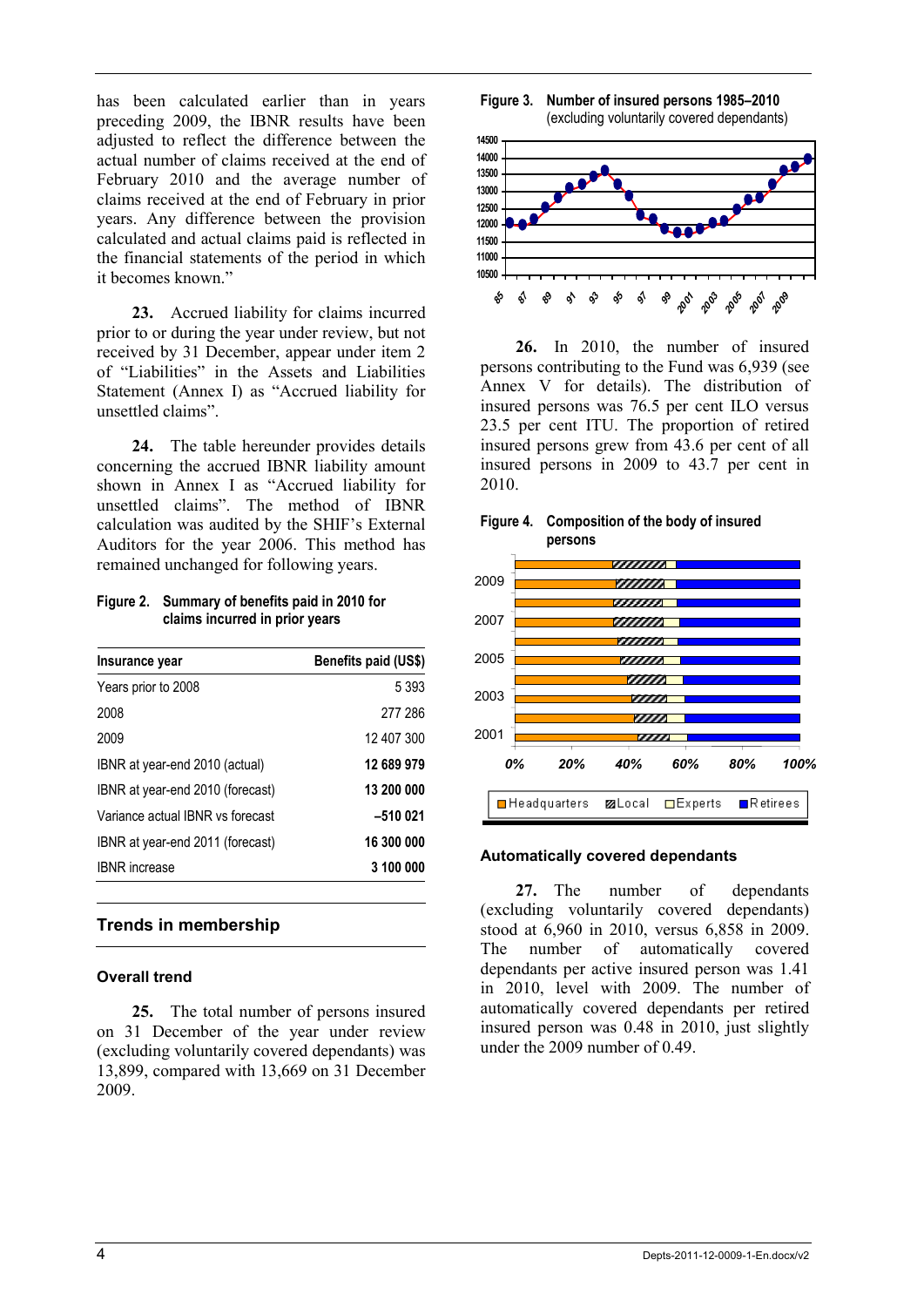has been calculated earlier than in years preceding 2009, the IBNR results have been adjusted to reflect the difference between the actual number of claims received at the end of February 2010 and the average number of claims received at the end of February in prior years. Any difference between the provision calculated and actual claims paid is reflected in the financial statements of the period in which it becomes known."

**23.** Accrued liability for claims incurred prior to or during the year under review, but not received by 31 December, appear under item 2 of "Liabilities" in the Assets and Liabilities Statement (Annex I) as "Accrued liability for unsettled claims".

**24.** The table hereunder provides details concerning the accrued IBNR liability amount shown in Annex I as "Accrued liability for unsettled claims". The method of IBNR calculation was audited by the SHIF's External Auditors for the year 2006. This method has remained unchanged for following years.

**Figure 2. Summary of benefits paid in 2010 for claims incurred in prior years**

| Insurance year | Benefits paid (US$) |
|---|---:|
| Years prior to 2008 | 5 393 |
| 2008 | 277 286 |
| 2009 | 12 407 300 |
| IBNR at year-end 2010 (actual) | **12 689 979** |
| IBNR at year-end 2010 (forecast) | **13 200 000** |
| Variance actual IBNR vs forecast | **–510 021** |
| IBNR at year-end 2011 (forecast) | **16 300 000** |
| IBNR increase | **3 100 000** |

## Trends in membership

### Overall trend

**25.** The total number of persons insured on 31 December of the year under review (excluding voluntarily covered dependants) was 13,899, compared with 13,669 on 31 December 2009.

**Figure 3. Number of insured persons 1985–2010** (excluding voluntarily covered dependants)

**26.** In 2010, the number of insured persons contributing to the Fund was 6,939 (see Annex V for details). The distribution of insured persons was 76.5 per cent ILO versus 23.5 per cent ITU. The proportion of retired insured persons grew from 43.6 per cent of all insured persons in 2009 to 43.7 per cent in 2010.

**Figure 4. Composition of the body of insured persons**

### Automatically covered dependants

**27.** The number of dependants (excluding voluntarily covered dependants) stood at 6,960 in 2010, versus 6,858 in 2009. The number of automatically covered dependants per active insured person was 1.41 in 2010, level with 2009. The number of automatically covered dependants per retired insured person was 0.48 in 2010, just slightly under the 2009 number of 0.49.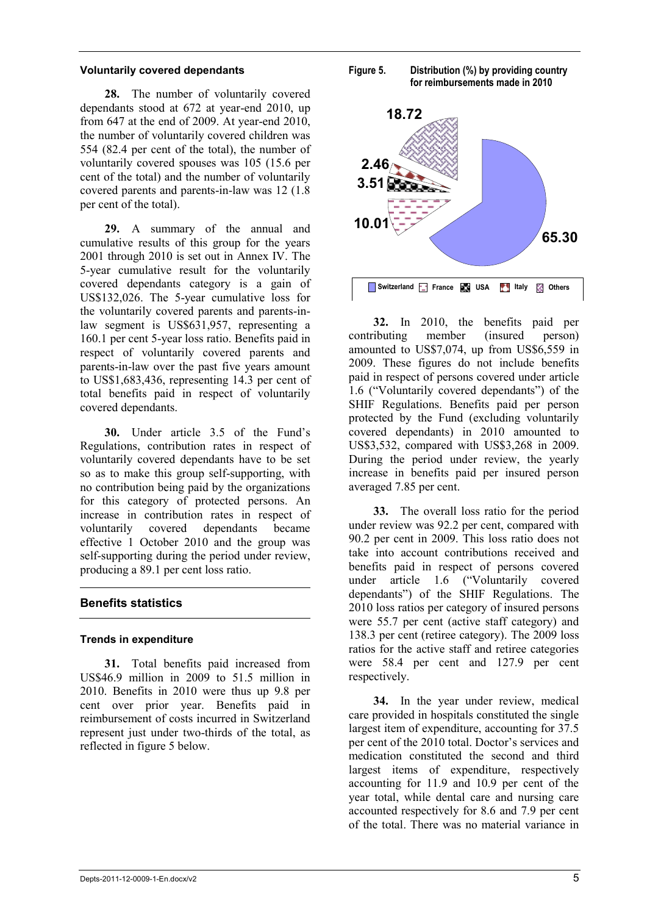### Voluntarily covered dependants

**28.** The number of voluntarily covered dependants stood at 672 at year-end 2010, up from 647 at the end of 2009. At year-end 2010, the number of voluntarily covered children was 554 (82.4 per cent of the total), the number of voluntarily covered spouses was 105 (15.6 per cent of the total) and the number of voluntarily covered parents and parents-in-law was 12 (1.8 per cent of the total).

**29.** A summary of the annual and cumulative results of this group for the years 2001 through 2010 is set out in Annex IV. The 5-year cumulative result for the voluntarily covered dependants category is a gain of US$132,026. The 5-year cumulative loss for the voluntarily covered parents and parents-in-law segment is US$631,957, representing a 160.1 per cent 5-year loss ratio. Benefits paid in respect of voluntarily covered parents and parents-in-law over the past five years amount to US$1,683,436, representing 14.3 per cent of total benefits paid in respect of voluntarily covered dependants.

**30.** Under article 3.5 of the Fund's Regulations, contribution rates in respect of voluntarily covered dependants have to be set so as to make this group self-supporting, with no contribution being paid by the organizations for this category of protected persons. An increase in contribution rates in respect of voluntarily covered dependants became effective 1 October 2010 and the group was self-supporting during the period under review, producing a 89.1 per cent loss ratio.

## Benefits statistics

### Trends in expenditure

**31.** Total benefits paid increased from US$46.9 million in 2009 to 51.5 million in 2010. Benefits in 2010 were thus up 9.8 per cent over prior year. Benefits paid in reimbursement of costs incurred in Switzerland represent just under two-thirds of the total, as reflected in figure 5 below.

**Figure 5. Distribution (%) by providing country for reimbursements made in 2010**

| Country | % |
|---|---|
| Switzerland | 65.30 |
| France | 10.01 |
| USA | 3.51 |
| Italy | 2.46 |
| Others | 18.72 |

**32.** In 2010, the benefits paid per contributing member (insured person) amounted to US$7,074, up from US$6,559 in 2009. These figures do not include benefits paid in respect of persons covered under article 1.6 ("Voluntarily covered dependants") of the SHIF Regulations. Benefits paid per person protected by the Fund (excluding voluntarily covered dependants) in 2010 amounted to US$3,532, compared with US$3,268 in 2009. During the period under review, the yearly increase in benefits paid per insured person averaged 7.85 per cent.

**33.** The overall loss ratio for the period under review was 92.2 per cent, compared with 90.2 per cent in 2009. This loss ratio does not take into account contributions received and benefits paid in respect of persons covered under article 1.6 ("Voluntarily covered dependants") of the SHIF Regulations. The 2010 loss ratios per category of insured persons were 55.7 per cent (active staff category) and 138.3 per cent (retiree category). The 2009 loss ratios for the active staff and retiree categories were 58.4 per cent and 127.9 per cent respectively.

**34.** In the year under review, medical care provided in hospitals constituted the single largest item of expenditure, accounting for 37.5 per cent of the 2010 total. Doctor's services and medication constituted the second and third largest items of expenditure, respectively accounting for 11.9 and 10.9 per cent of the year total, while dental care and nursing care accounted respectively for 8.6 and 7.9 per cent of the total. There was no material variance in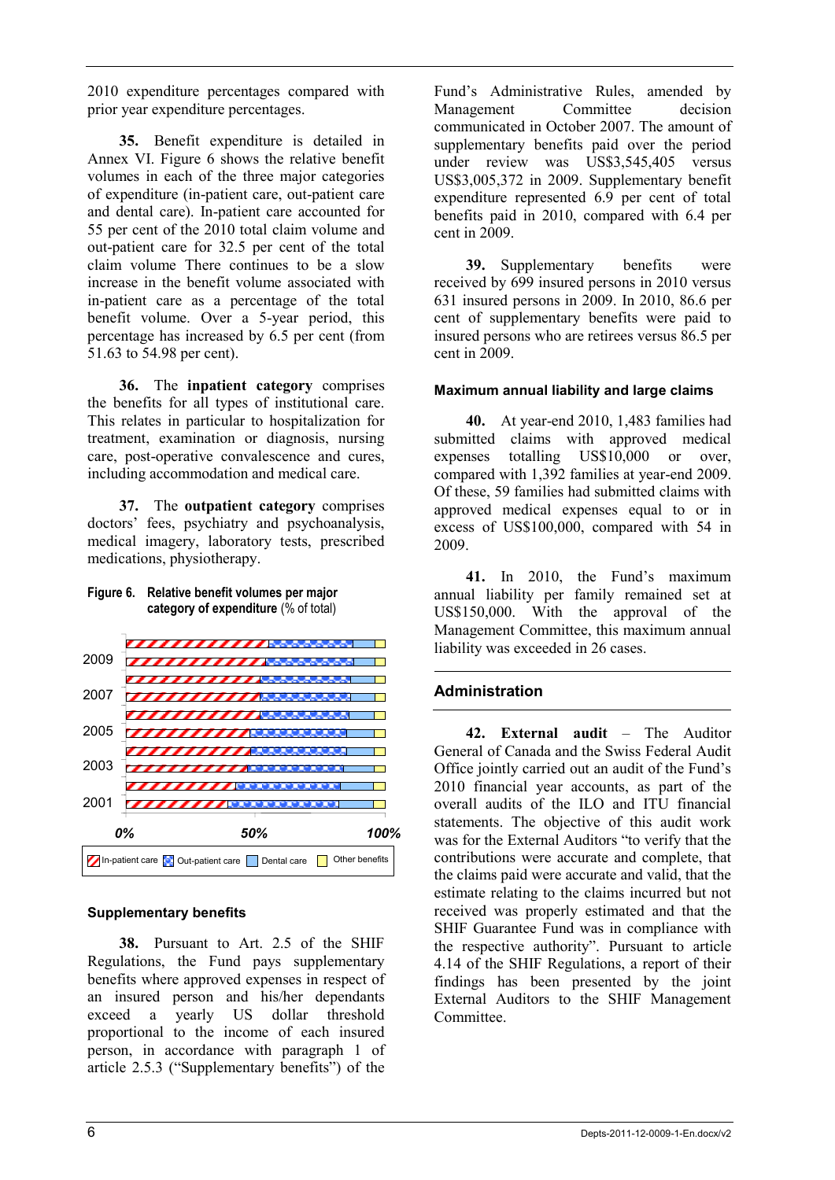2010 expenditure percentages compared with prior year expenditure percentages.

**35.** Benefit expenditure is detailed in Annex VI. Figure 6 shows the relative benefit volumes in each of the three major categories of expenditure (in-patient care, out-patient care and dental care). In-patient care accounted for 55 per cent of the 2010 total claim volume and out-patient care for 32.5 per cent of the total claim volume There continues to be a slow increase in the benefit volume associated with in-patient care as a percentage of the total benefit volume. Over a 5-year period, this percentage has increased by 6.5 per cent (from 51.63 to 54.98 per cent).

**36.** The **inpatient category** comprises the benefits for all types of institutional care. This relates in particular to hospitalization for treatment, examination or diagnosis, nursing care, post-operative convalescence and cures, including accommodation and medical care.

**37.** The **outpatient category** comprises doctors' fees, psychiatry and psychoanalysis, medical imagery, laboratory tests, prescribed medications, physiotherapy.

**Figure 6. Relative benefit volumes per major category of expenditure** (% of total)

Legend: In-patient care, Out-patient care, Dental care, Other benefits. Years: 2001, 2003, 2005, 2007, 2009. Axis: 0%, 50%, 100%.

### Supplementary benefits

**38.** Pursuant to Art. 2.5 of the SHIF Regulations, the Fund pays supplementary benefits where approved expenses in respect of an insured person and his/her dependants exceed a yearly US dollar threshold proportional to the income of each insured person, in accordance with paragraph 1 of article 2.5.3 ("Supplementary benefits") of the Fund's Administrative Rules, amended by Management Committee decision communicated in October 2007. The amount of supplementary benefits paid over the period under review was US$3,545,405 versus US$3,005,372 in 2009. Supplementary benefit expenditure represented 6.9 per cent of total benefits paid in 2010, compared with 6.4 per cent in 2009.

**39.** Supplementary benefits were received by 699 insured persons in 2010 versus 631 insured persons in 2009. In 2010, 86.6 per cent of supplementary benefits were paid to insured persons who are retirees versus 86.5 per cent in 2009.

### Maximum annual liability and large claims

**40.** At year-end 2010, 1,483 families had submitted claims with approved medical expenses totalling US$10,000 or over, compared with 1,392 families at year-end 2009. Of these, 59 families had submitted claims with approved medical expenses equal to or in excess of US$100,000, compared with 54 in 2009.

**41.** In 2010, the Fund's maximum annual liability per family remained set at US$150,000. With the approval of the Management Committee, this maximum annual liability was exceeded in 26 cases.

## Administration

**42. External audit** – The Auditor General of Canada and the Swiss Federal Audit Office jointly carried out an audit of the Fund's 2010 financial year accounts, as part of the overall audits of the ILO and ITU financial statements. The objective of this audit work was for the External Auditors "to verify that the contributions were accurate and complete, that the claims paid were accurate and valid, that the estimate relating to the claims incurred but not received was properly estimated and that the SHIF Guarantee Fund was in compliance with the respective authority". Pursuant to article 4.14 of the SHIF Regulations, a report of their findings has been presented by the joint External Auditors to the SHIF Management Committee.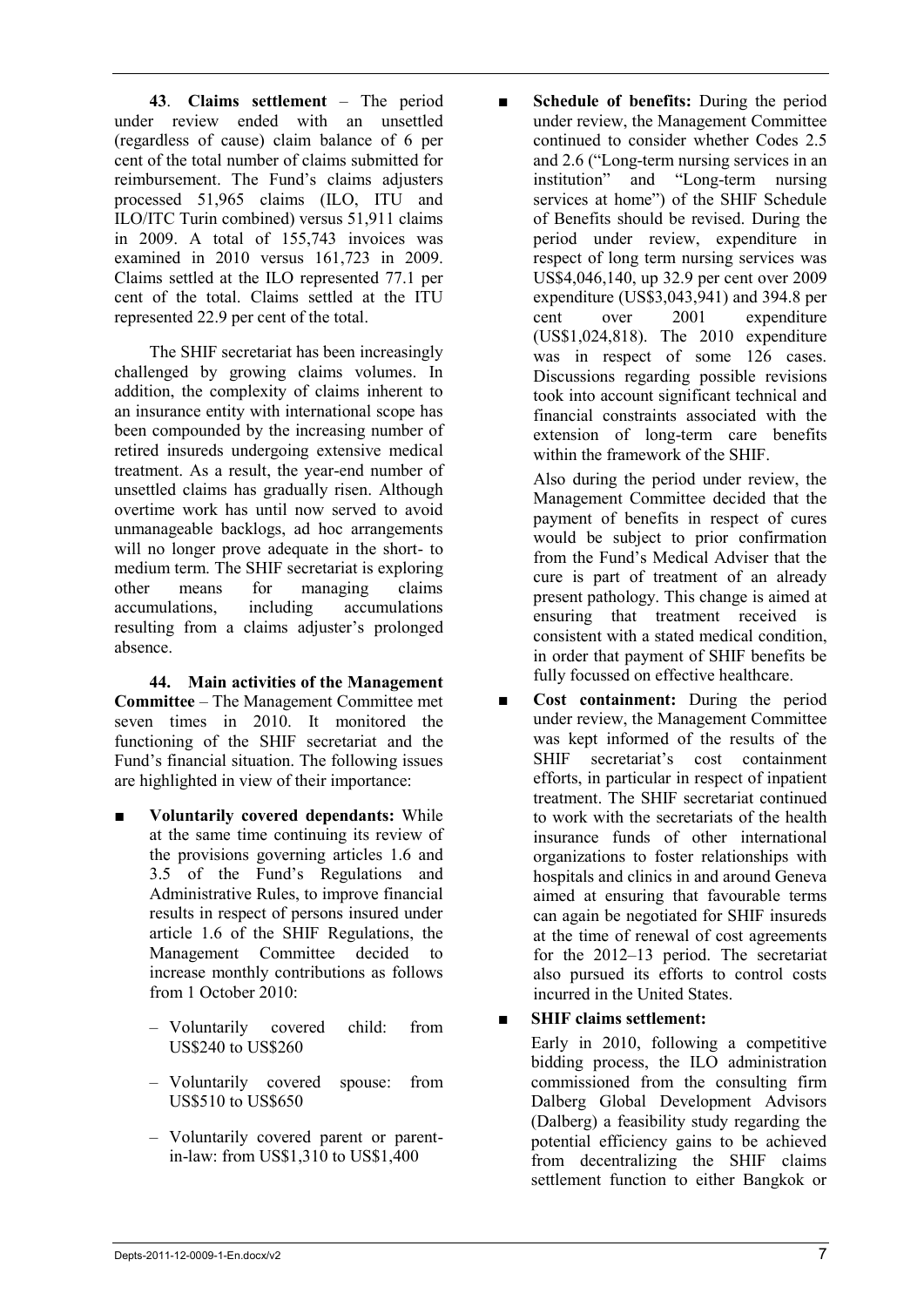**43**. **Claims settlement** – The period under review ended with an unsettled (regardless of cause) claim balance of 6 per cent of the total number of claims submitted for reimbursement. The Fund's claims adjusters processed 51,965 claims (ILO, ITU and ILO/ITC Turin combined) versus 51,911 claims in 2009. A total of 155,743 invoices was examined in 2010 versus 161,723 in 2009. Claims settled at the ILO represented 77.1 per cent of the total. Claims settled at the ITU represented 22.9 per cent of the total.

The SHIF secretariat has been increasingly challenged by growing claims volumes. In addition, the complexity of claims inherent to an insurance entity with international scope has been compounded by the increasing number of retired insureds undergoing extensive medical treatment. As a result, the year-end number of unsettled claims has gradually risen. Although overtime work has until now served to avoid unmanageable backlogs, ad hoc arrangements will no longer prove adequate in the short- to medium term. The SHIF secretariat is exploring other means for managing claims accumulations, including accumulations resulting from a claims adjuster's prolonged absence.

**44. Main activities of the Management Committee** – The Management Committee met seven times in 2010. It monitored the functioning of the SHIF secretariat and the Fund's financial situation. The following issues are highlighted in view of their importance:

- **Voluntarily covered dependants:** While at the same time continuing its review of the provisions governing articles 1.6 and 3.5 of the Fund's Regulations and Administrative Rules, to improve financial results in respect of persons insured under article 1.6 of the SHIF Regulations, the Management Committee decided to increase monthly contributions as follows from 1 October 2010:
  - Voluntarily covered child: from US$240 to US$260
  - Voluntarily covered spouse: from US$510 to US$650
  - Voluntarily covered parent or parent-in-law: from US$1,310 to US$1,400
- **Schedule of benefits:** During the period under review, the Management Committee continued to consider whether Codes 2.5 and 2.6 ("Long-term nursing services in an institution" and "Long-term nursing services at home") of the SHIF Schedule of Benefits should be revised. During the period under review, expenditure in respect of long term nursing services was US$4,046,140, up 32.9 per cent over 2009 expenditure (US$3,043,941) and 394.8 per cent over 2001 expenditure (US$1,024,818). The 2010 expenditure was in respect of some 126 cases. Discussions regarding possible revisions took into account significant technical and financial constraints associated with the extension of long-term care benefits within the framework of the SHIF.

  Also during the period under review, the Management Committee decided that the payment of benefits in respect of cures would be subject to prior confirmation from the Fund's Medical Adviser that the cure is part of treatment of an already present pathology. This change is aimed at ensuring that treatment received is consistent with a stated medical condition, in order that payment of SHIF benefits be fully focussed on effective healthcare.
- **Cost containment:** During the period under review, the Management Committee was kept informed of the results of the SHIF secretariat's cost containment efforts, in particular in respect of inpatient treatment. The SHIF secretariat continued to work with the secretariats of the health insurance funds of other international organizations to foster relationships with hospitals and clinics in and around Geneva aimed at ensuring that favourable terms can again be negotiated for SHIF insureds at the time of renewal of cost agreements for the 2012–13 period. The secretariat also pursued its efforts to control costs incurred in the United States.
- **SHIF claims settlement:**

  Early in 2010, following a competitive bidding process, the ILO administration commissioned from the consulting firm Dalberg Global Development Advisors (Dalberg) a feasibility study regarding the potential efficiency gains to be achieved from decentralizing the SHIF claims settlement function to either Bangkok or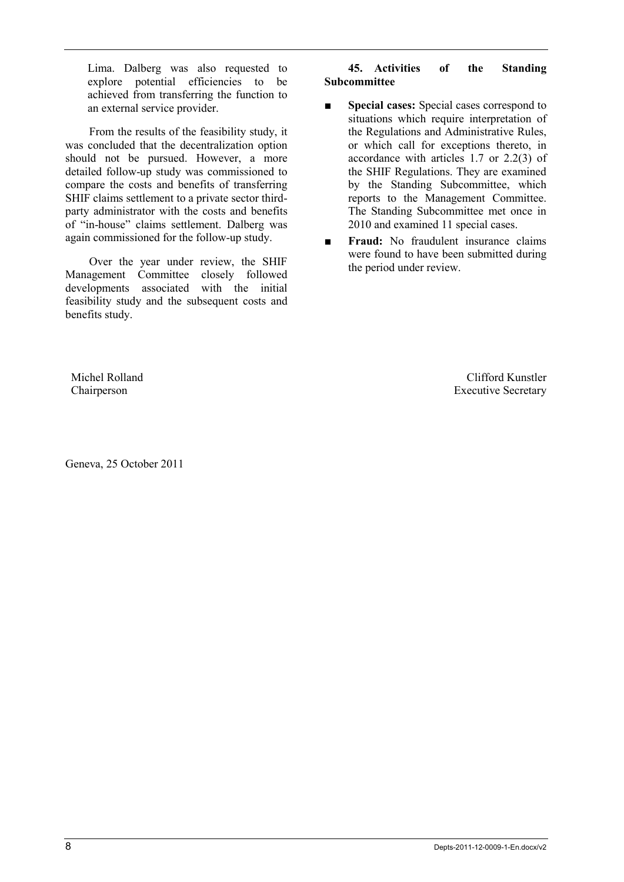Lima. Dalberg was also requested to explore potential efficiencies to be achieved from transferring the function to an external service provider.

From the results of the feasibility study, it was concluded that the decentralization option should not be pursued. However, a more detailed follow-up study was commissioned to compare the costs and benefits of transferring SHIF claims settlement to a private sector third-party administrator with the costs and benefits of "in-house" claims settlement. Dalberg was again commissioned for the follow-up study.

Over the year under review, the SHIF Management Committee closely followed developments associated with the initial feasibility study and the subsequent costs and benefits study.

**45. Activities of the Standing Subcommittee**

- **Special cases:** Special cases correspond to situations which require interpretation of the Regulations and Administrative Rules, or which call for exceptions thereto, in accordance with articles 1.7 or 2.2(3) of the SHIF Regulations. They are examined by the Standing Subcommittee, which reports to the Management Committee. The Standing Subcommittee met once in 2010 and examined 11 special cases.
- **Fraud:** No fraudulent insurance claims were found to have been submitted during the period under review.

Michel Rolland
Chairperson

Clifford Kunstler
Executive Secretary

Geneva, 25 October 2011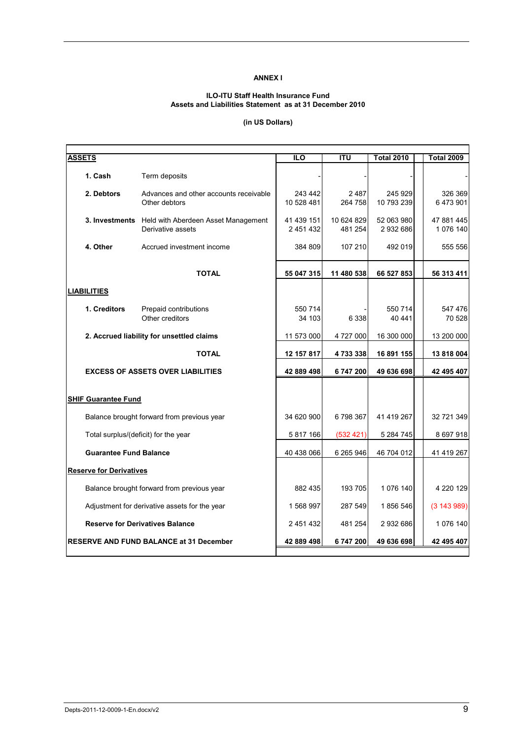**ANNEX I**

**ILO-ITU Staff Health Insurance Fund**
**Assets and Liabilities Statement as at 31 December 2010**

**(in US Dollars)**

| **ASSETS** | | **ILO** | **ITU** | **Total 2010** | **Total 2009** |
|---|---|---|---|---|---|
| **1. Cash** | Term deposits | - | - | - | - |
| **2. Debtors** | Advances and other accounts receivable | 243 442 | 2 487 | 245 929 | 326 369 |
| | Other debtors | 10 528 481 | 264 758 | 10 793 239 | 6 473 901 |
| **3. Investments** | Held with Aberdeen Asset Management | 41 439 151 | 10 624 829 | 52 063 980 | 47 881 445 |
| | Derivative assets | 2 451 432 | 481 254 | 2 932 686 | 1 076 140 |
| **4. Other** | Accrued investment income | 384 809 | 107 210 | 492 019 | 555 556 |
| | **TOTAL** | **55 047 315** | **11 480 538** | **66 527 853** | **56 313 411** |
| **LIABILITIES** | | | | | |
| **1. Creditors** | Prepaid contributions | 550 714 | - | 550 714 | 547 476 |
| | Other creditors | 34 103 | 6 338 | 40 441 | 70 528 |
| **2. Accrued liability for unsettled claims** | | 11 573 000 | 4 727 000 | 16 300 000 | 13 200 000 |
| | **TOTAL** | **12 157 817** | **4 733 338** | **16 891 155** | **13 818 004** |
| **EXCESS OF ASSETS OVER LIABILITIES** | | **42 889 498** | **6 747 200** | **49 636 698** | **42 495 407** |
| **SHIF Guarantee Fund** | | | | | |
| Balance brought forward from previous year | | 34 620 900 | 6 798 367 | 41 419 267 | 32 721 349 |
| Total surplus/(deficit) for the year | | 5 817 166 | (532 421) | 5 284 745 | 8 697 918 |
| **Guarantee Fund Balance** | | 40 438 066 | 6 265 946 | 46 704 012 | 41 419 267 |
| **Reserve for Derivatives** | | | | | |
| Balance brought forward from previous year | | 882 435 | 193 705 | 1 076 140 | 4 220 129 |
| Adjustment for derivative assets for the year | | 1 568 997 | 287 549 | 1 856 546 | (3 143 989) |
| **Reserve for Derivatives Balance** | | 2 451 432 | 481 254 | 2 932 686 | 1 076 140 |
| **RESERVE AND FUND BALANCE at 31 December** | | **42 889 498** | **6 747 200** | **49 636 698** | **42 495 407** |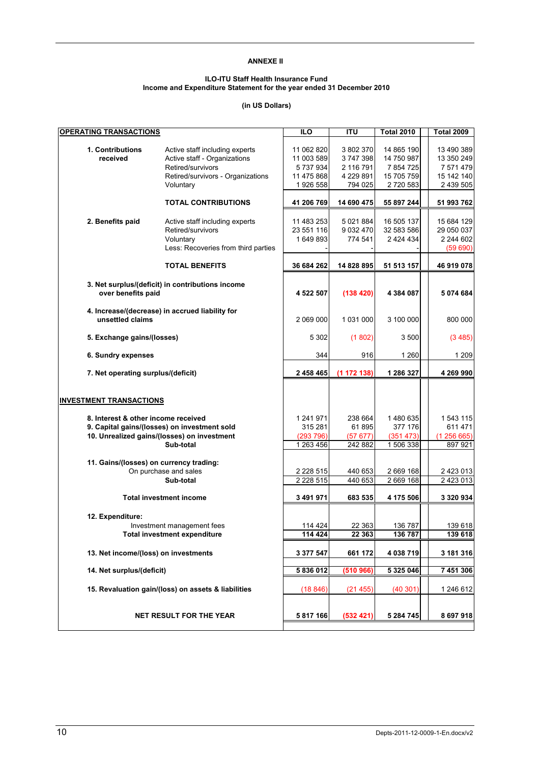**ANNEXE II**

**ILO-ITU Staff Health Insurance Fund**
**Income and Expenditure Statement for the year ended 31 December 2010**

**(in US Dollars)**

| OPERATING TRANSACTIONS | | ILO | ITU | Total 2010 | Total 2009 |
|---|---|---|---|---|---|
| **1. Contributions received** | Active staff including experts | 11 062 820 | 3 802 370 | 14 865 190 | 13 490 389 |
| | Active staff - Organizations | 11 003 589 | 3 747 398 | 14 750 987 | 13 350 249 |
| | Retired/survivors | 5 737 934 | 2 116 791 | 7 854 725 | 7 571 479 |
| | Retired/survivors - Organizations | 11 475 868 | 4 229 891 | 15 705 759 | 15 142 140 |
| | Voluntary | 1 926 558 | 794 025 | 2 720 583 | 2 439 505 |
| | **TOTAL CONTRIBUTIONS** | **41 206 769** | **14 690 475** | **55 897 244** | **51 993 762** |
| **2. Benefits paid** | Active staff including experts | 11 483 253 | 5 021 884 | 16 505 137 | 15 684 129 |
| | Retired/survivors | 23 551 116 | 9 032 470 | 32 583 586 | 29 050 037 |
| | Voluntary | 1 649 893 | 774 541 | 2 424 434 | 2 244 602 |
| | Less: Recoveries from third parties | - | - | - | (59 690) |
| | **TOTAL BENEFITS** | **36 684 262** | **14 828 895** | **51 513 157** | **46 919 078** |
| **3. Net surplus/(deficit) in contributions income over benefits paid** | | **4 522 507** | **(138 420)** | **4 384 087** | **5 074 684** |
| **4. Increase/(decrease) in accrued liability for unsettled claims** | | 2 069 000 | 1 031 000 | 3 100 000 | 800 000 |
| **5. Exchange gains/(losses)** | | 5 302 | (1 802) | 3 500 | (3 485) |
| **6. Sundry expenses** | | 344 | 916 | 1 260 | 1 209 |
| **7. Net operating surplus/(deficit)** | | **2 458 465** | **(1 172 138)** | **1 286 327** | **4 269 990** |
| **INVESTMENT TRANSACTIONS** | | | | | |
| **8. Interest & other income received** | | 1 241 971 | 238 664 | 1 480 635 | 1 543 115 |
| **9. Capital gains/(losses) on investment sold** | | 315 281 | 61 895 | 377 176 | 611 471 |
| **10. Unrealized gains/(losses) on investment** | | (293 796) | (57 677) | (351 473) | (1 256 665) |
| **Sub-total** | | 1 263 456 | 242 882 | 1 506 338 | 897 921 |
| **11. Gains/(losses) on currency trading:** | On purchase and sales | 2 228 515 | 440 653 | 2 669 168 | 2 423 013 |
| **Sub-total** | | 2 228 515 | 440 653 | 2 669 168 | 2 423 013 |
| **Total investment income** | | **3 491 971** | **683 535** | **4 175 506** | **3 320 934** |
| **12. Expenditure:** | Investment management fees | 114 424 | 22 363 | 136 787 | 139 618 |
| **Total investment expenditure** | | **114 424** | **22 363** | **136 787** | **139 618** |
| **13. Net income/(loss) on investments** | | **3 377 547** | **661 172** | **4 038 719** | **3 181 316** |
| **14. Net surplus/(deficit)** | | **5 836 012** | **(510 966)** | **5 325 046** | **7 451 306** |
| **15. Revaluation gain/(loss) on assets & liabilities** | | (18 846) | (21 455) | (40 301) | 1 246 612 |
| **NET RESULT FOR THE YEAR** | | **5 817 166** | **(532 421)** | **5 284 745** | **8 697 918** |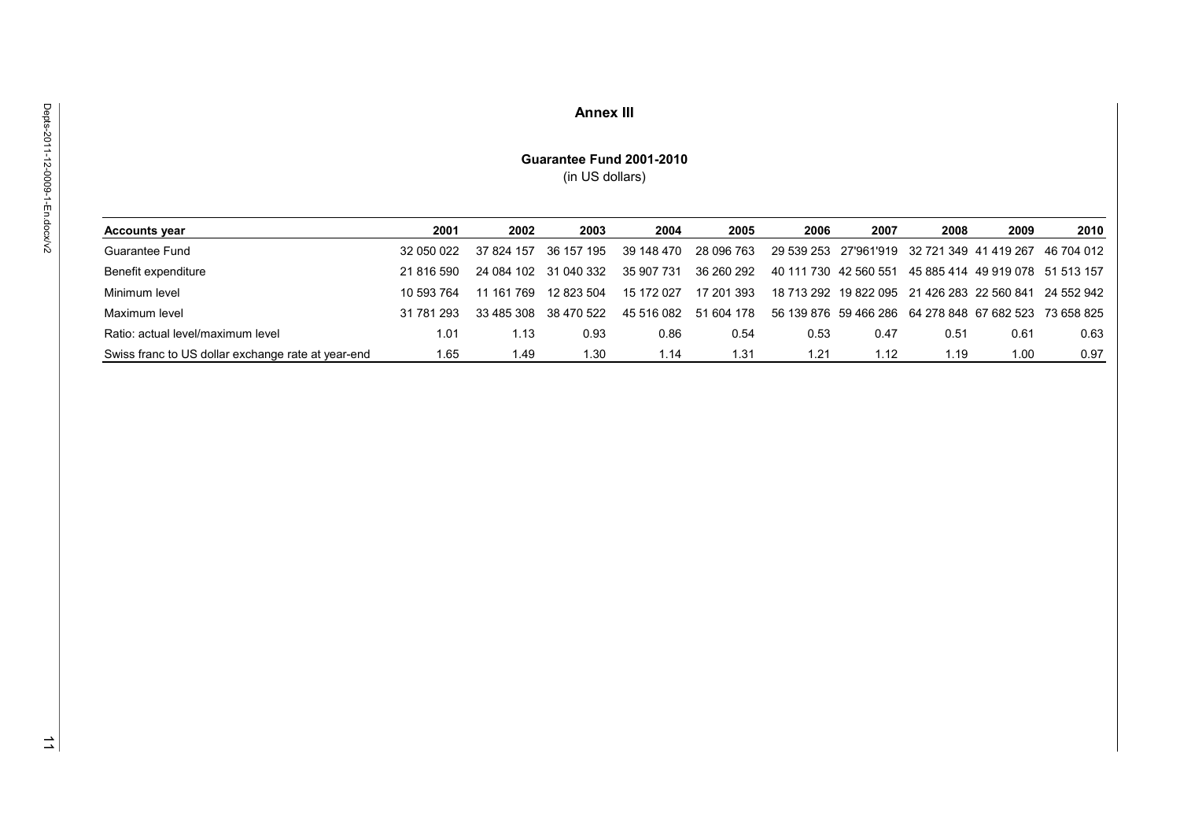# Annex III

## Guarantee Fund 2001-2010

(in US dollars)

| Accounts year | 2001 | 2002 | 2003 | 2004 | 2005 | 2006 | 2007 | 2008 | 2009 | 2010 |
|---|---|---|---|---|---|---|---|---|---|---|
| Guarantee Fund | 32 050 022 | 37 824 157 | 36 157 195 | 39 148 470 | 28 096 763 | 29 539 253 | 27'961'919 | 32 721 349 | 41 419 267 | 46 704 012 |
| Benefit expenditure | 21 816 590 | 24 084 102 | 31 040 332 | 35 907 731 | 36 260 292 | 40 111 730 | 42 560 551 | 45 885 414 | 49 919 078 | 51 513 157 |
| Minimum level | 10 593 764 | 11 161 769 | 12 823 504 | 15 172 027 | 17 201 393 | 18 713 292 | 19 822 095 | 21 426 283 | 22 560 841 | 24 552 942 |
| Maximum level | 31 781 293 | 33 485 308 | 38 470 522 | 45 516 082 | 51 604 178 | 56 139 876 | 59 466 286 | 64 278 848 | 67 682 523 | 73 658 825 |
| Ratio: actual level/maximum level | 1.01 | 1.13 | 0.93 | 0.86 | 0.54 | 0.53 | 0.47 | 0.51 | 0.61 | 0.63 |
| Swiss franc to US dollar exchange rate at year-end | 1.65 | 1.49 | 1.30 | 1.14 | 1.31 | 1.21 | 1.12 | 1.19 | 1.00 | 0.97 |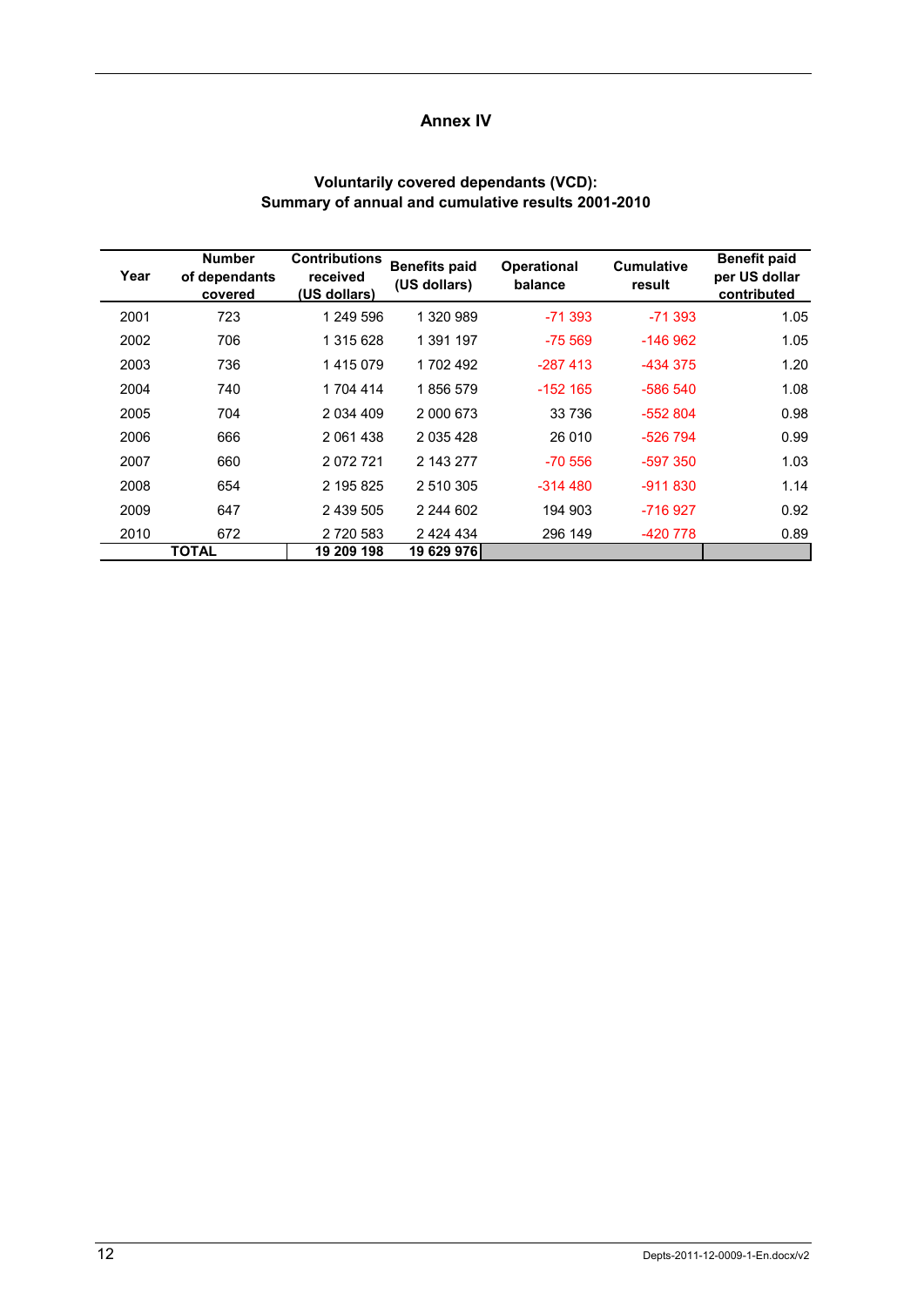# Annex IV

**Voluntarily covered dependants (VCD): Summary of annual and cumulative results 2001-2010**

| Year | Number of dependants covered | Contributions received (US dollars) | Benefits paid (US dollars) | Operational balance | Cumulative result | Benefit paid per US dollar contributed |
|---|---|---|---|---|---|---|
| 2001 | 723 | 1 249 596 | 1 320 989 | -71 393 | -71 393 | 1.05 |
| 2002 | 706 | 1 315 628 | 1 391 197 | -75 569 | -146 962 | 1.05 |
| 2003 | 736 | 1 415 079 | 1 702 492 | -287 413 | -434 375 | 1.20 |
| 2004 | 740 | 1 704 414 | 1 856 579 | -152 165 | -586 540 | 1.08 |
| 2005 | 704 | 2 034 409 | 2 000 673 | 33 736 | -552 804 | 0.98 |
| 2006 | 666 | 2 061 438 | 2 035 428 | 26 010 | -526 794 | 0.99 |
| 2007 | 660 | 2 072 721 | 2 143 277 | -70 556 | -597 350 | 1.03 |
| 2008 | 654 | 2 195 825 | 2 510 305 | -314 480 | -911 830 | 1.14 |
| 2009 | 647 | 2 439 505 | 2 244 602 | 194 903 | -716 927 | 0.92 |
| 2010 | 672 | 2 720 583 | 2 424 434 | 296 149 | -420 778 | 0.89 |
| **TOTAL** | | **19 209 198** | **19 629 976** | | | |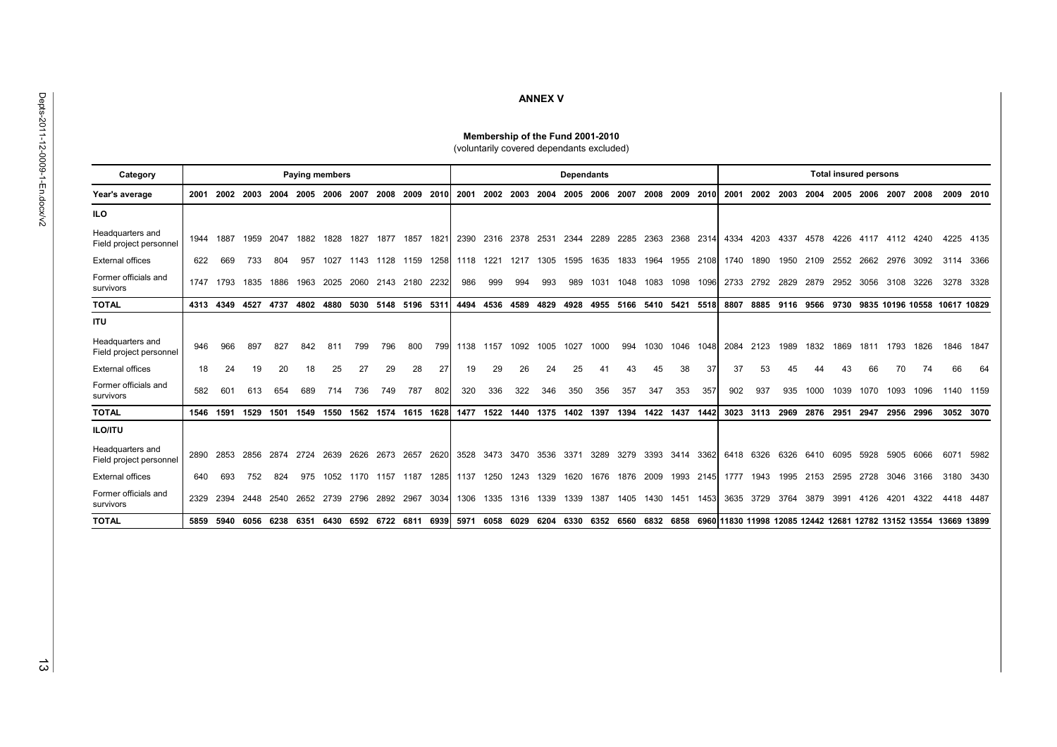## ANNEX V

**Membership of the Fund 2001-2010**
(voluntarily covered dependants excluded)

| Category | Paying members | | | | | | | | | | Dependants | | | | | | | | | | Total insured persons | | | | | | | | | |
|---|---|---|---|---|---|---|---|---|---|---|---|---|---|---|---|---|---|---|---|---|---|---|---|---|---|---|---|---|---|---|
| Year's average | 2001 | 2002 | 2003 | 2004 | 2005 | 2006 | 2007 | 2008 | 2009 | 2010 | 2001 | 2002 | 2003 | 2004 | 2005 | 2006 | 2007 | 2008 | 2009 | 2010 | 2001 | 2002 | 2003 | 2004 | 2005 | 2006 | 2007 | 2008 | 2009 | 2010 |
| **ILO** | | | | | | | | | | | | | | | | | | | | | | | | | | | | | | |
| Headquarters and Field project personnel | 1944 | 1887 | 1959 | 2047 | 1882 | 1828 | 1827 | 1877 | 1857 | 1821 | 2390 | 2316 | 2378 | 2531 | 2344 | 2289 | 2285 | 2363 | 2368 | 2314 | 4334 | 4203 | 4337 | 4578 | 4226 | 4117 | 4112 | 4240 | 4225 | 4135 |
| External offices | 622 | 669 | 733 | 804 | 957 | 1027 | 1143 | 1128 | 1159 | 1258 | 1118 | 1221 | 1217 | 1305 | 1595 | 1635 | 1833 | 1964 | 1955 | 2108 | 1740 | 1890 | 1950 | 2109 | 2552 | 2662 | 2976 | 3092 | 3114 | 3366 |
| Former officials and survivors | 1747 | 1793 | 1835 | 1886 | 1963 | 2025 | 2060 | 2143 | 2180 | 2232 | 986 | 999 | 994 | 993 | 989 | 1031 | 1048 | 1083 | 1098 | 1096 | 2733 | 2792 | 2829 | 2879 | 2952 | 3056 | 3108 | 3226 | 3278 | 3328 |
| **TOTAL** | **4313** | **4349** | **4527** | **4737** | **4802** | **4880** | **5030** | **5148** | **5196** | **5311** | **4494** | **4536** | **4589** | **4829** | **4928** | **4955** | **5166** | **5410** | **5421** | **5518** | **8807** | **8885** | **9116** | **9566** | **9730** | **9835** | **10196** | **10558** | **10617** | **10829** |
| **ITU** | | | | | | | | | | | | | | | | | | | | | | | | | | | | | | |
| Headquarters and Field project personnel | 946 | 966 | 897 | 827 | 842 | 811 | 799 | 796 | 800 | 799 | 1138 | 1157 | 1092 | 1005 | 1027 | 1000 | 994 | 1030 | 1046 | 1048 | 2084 | 2123 | 1989 | 1832 | 1869 | 1811 | 1793 | 1826 | 1846 | 1847 |
| External offices | 18 | 24 | 19 | 20 | 18 | 25 | 27 | 29 | 28 | 27 | 19 | 29 | 26 | 24 | 25 | 41 | 43 | 45 | 38 | 37 | 37 | 53 | 45 | 44 | 43 | 66 | 70 | 74 | 66 | 64 |
| Former officials and survivors | 582 | 601 | 613 | 654 | 689 | 714 | 736 | 749 | 787 | 802 | 320 | 336 | 322 | 346 | 350 | 356 | 357 | 347 | 353 | 357 | 902 | 937 | 935 | 1000 | 1039 | 1070 | 1093 | 1096 | 1140 | 1159 |
| **TOTAL** | **1546** | **1591** | **1529** | **1501** | **1549** | **1550** | **1562** | **1574** | **1615** | **1628** | **1477** | **1522** | **1440** | **1375** | **1402** | **1397** | **1394** | **1422** | **1437** | **1442** | **3023** | **3113** | **2969** | **2876** | **2951** | **2947** | **2956** | **2996** | **3052** | **3070** |
| **ILO/ITU** | | | | | | | | | | | | | | | | | | | | | | | | | | | | | | |
| Headquarters and Field project personnel | 2890 | 2853 | 2856 | 2874 | 2724 | 2639 | 2626 | 2673 | 2657 | 2620 | 3528 | 3473 | 3470 | 3536 | 3371 | 3289 | 3279 | 3393 | 3414 | 3362 | 6418 | 6326 | 6326 | 6410 | 6095 | 5928 | 5905 | 6066 | 6071 | 5982 |
| External offices | 640 | 693 | 752 | 824 | 975 | 1052 | 1170 | 1157 | 1187 | 1285 | 1137 | 1250 | 1243 | 1329 | 1620 | 1676 | 1876 | 2009 | 1993 | 2145 | 1777 | 1943 | 1995 | 2153 | 2595 | 2728 | 3046 | 3166 | 3180 | 3430 |
| Former officials and survivors | 2329 | 2394 | 2448 | 2540 | 2652 | 2739 | 2796 | 2892 | 2967 | 3034 | 1306 | 1335 | 1316 | 1339 | 1339 | 1387 | 1405 | 1430 | 1451 | 1453 | 3635 | 3729 | 3764 | 3879 | 3991 | 4126 | 4201 | 4322 | 4418 | 4487 |
| **TOTAL** | **5859** | **5940** | **6056** | **6238** | **6351** | **6430** | **6592** | **6722** | **6811** | **6939** | **5971** | **6058** | **6029** | **6204** | **6330** | **6352** | **6560** | **6832** | **6858** | **6960** | **11830** | **11998** | **12085** | **12442** | **12681** | **12782** | **13152** | **13554** | **13669** | **13899** |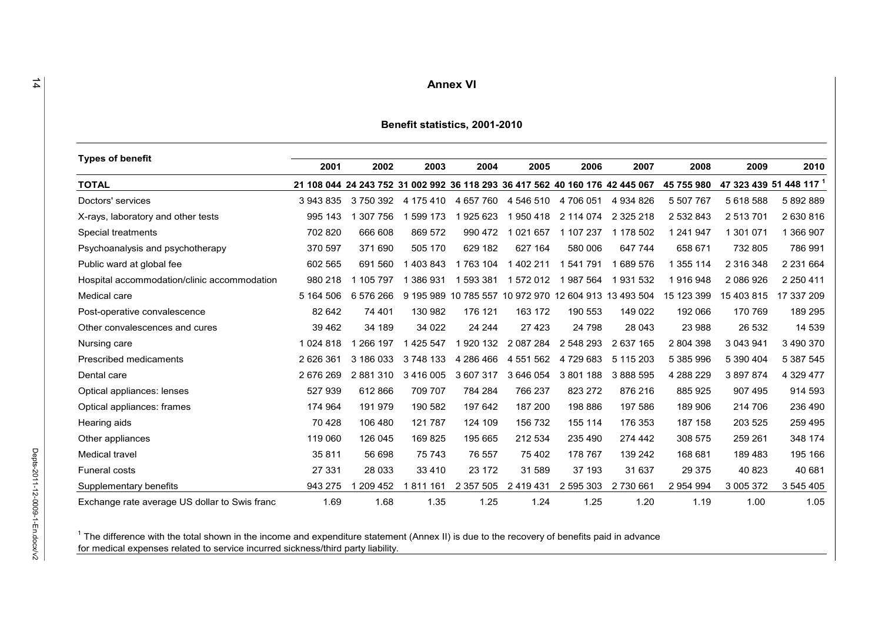# Annex VI

## Benefit statistics, 2001-2010

| Types of benefit | 2001 | 2002 | 2003 | 2004 | 2005 | 2006 | 2007 | 2008 | 2009 | 2010 |
|---|---|---|---|---|---|---|---|---|---|---|
| **TOTAL** | **21 108 044** | **24 243 752** | **31 002 992** | **36 118 293** | **36 417 562** | **40 160 176** | **42 445 067** | **45 755 980** | **47 323 439** | **51 448 117** [1] |
| Doctors' services | 3 943 835 | 3 750 392 | 4 175 410 | 4 657 760 | 4 546 510 | 4 706 051 | 4 934 826 | 5 507 767 | 5 618 588 | 5 892 889 |
| X-rays, laboratory and other tests | 995 143 | 1 307 756 | 1 599 173 | 1 925 623 | 1 950 418 | 2 114 074 | 2 325 218 | 2 532 843 | 2 513 701 | 2 630 816 |
| Special treatments | 702 820 | 666 608 | 869 572 | 990 472 | 1 021 657 | 1 107 237 | 1 178 502 | 1 241 947 | 1 301 071 | 1 366 907 |
| Psychoanalysis and psychotherapy | 370 597 | 371 690 | 505 170 | 629 182 | 627 164 | 580 006 | 647 744 | 658 671 | 732 805 | 786 991 |
| Public ward at global fee | 602 565 | 691 560 | 1 403 843 | 1 763 104 | 1 402 211 | 1 541 791 | 1 689 576 | 1 355 114 | 2 316 348 | 2 231 664 |
| Hospital accommodation/clinic accommodation | 980 218 | 1 105 797 | 1 386 931 | 1 593 381 | 1 572 012 | 1 987 564 | 1 931 532 | 1 916 948 | 2 086 926 | 2 250 411 |
| Medical care | 5 164 506 | 6 576 266 | 9 195 989 | 10 785 557 | 10 972 970 | 12 604 913 | 13 493 504 | 15 123 399 | 15 403 815 | 17 337 209 |
| Post-operative convalescence | 82 642 | 74 401 | 130 982 | 176 121 | 163 172 | 190 553 | 149 022 | 192 066 | 170 769 | 189 295 |
| Other convalescences and cures | 39 462 | 34 189 | 34 022 | 24 244 | 27 423 | 24 798 | 28 043 | 23 988 | 26 532 | 14 539 |
| Nursing care | 1 024 818 | 1 266 197 | 1 425 547 | 1 920 132 | 2 087 284 | 2 548 293 | 2 637 165 | 2 804 398 | 3 043 941 | 3 490 370 |
| Prescribed medicaments | 2 626 361 | 3 186 033 | 3 748 133 | 4 286 466 | 4 551 562 | 4 729 683 | 5 115 203 | 5 385 996 | 5 390 404 | 5 387 545 |
| Dental care | 2 676 269 | 2 881 310 | 3 416 005 | 3 607 317 | 3 646 054 | 3 801 188 | 3 888 595 | 4 288 229 | 3 897 874 | 4 329 477 |
| Optical appliances: lenses | 527 939 | 612 866 | 709 707 | 784 284 | 766 237 | 823 272 | 876 216 | 885 925 | 907 495 | 914 593 |
| Optical appliances: frames | 174 964 | 191 979 | 190 582 | 197 642 | 187 200 | 198 886 | 197 586 | 189 906 | 214 706 | 236 490 |
| Hearing aids | 70 428 | 106 480 | 121 787 | 124 109 | 156 732 | 155 114 | 176 353 | 187 158 | 203 525 | 259 495 |
| Other appliances | 119 060 | 126 045 | 169 825 | 195 665 | 212 534 | 235 490 | 274 442 | 308 575 | 259 261 | 348 174 |
| Medical travel | 35 811 | 56 698 | 75 743 | 76 557 | 75 402 | 178 767 | 139 242 | 168 681 | 189 483 | 195 166 |
| Funeral costs | 27 331 | 28 033 | 33 410 | 23 172 | 31 589 | 37 193 | 31 637 | 29 375 | 40 823 | 40 681 |
| Supplementary benefits | 943 275 | 1 209 452 | 1 811 161 | 2 357 505 | 2 419 431 | 2 595 303 | 2 730 661 | 2 954 994 | 3 005 372 | 3 545 405 |
| Exchange rate average US dollar to Swis franc | 1.69 | 1.68 | 1.35 | 1.25 | 1.24 | 1.25 | 1.20 | 1.19 | 1.00 | 1.05 |

[1] The difference with the total shown in the income and expenditure statement (Annex II) is due to the recovery of benefits paid in advance for medical expenses related to service incurred sickness/third party liability.